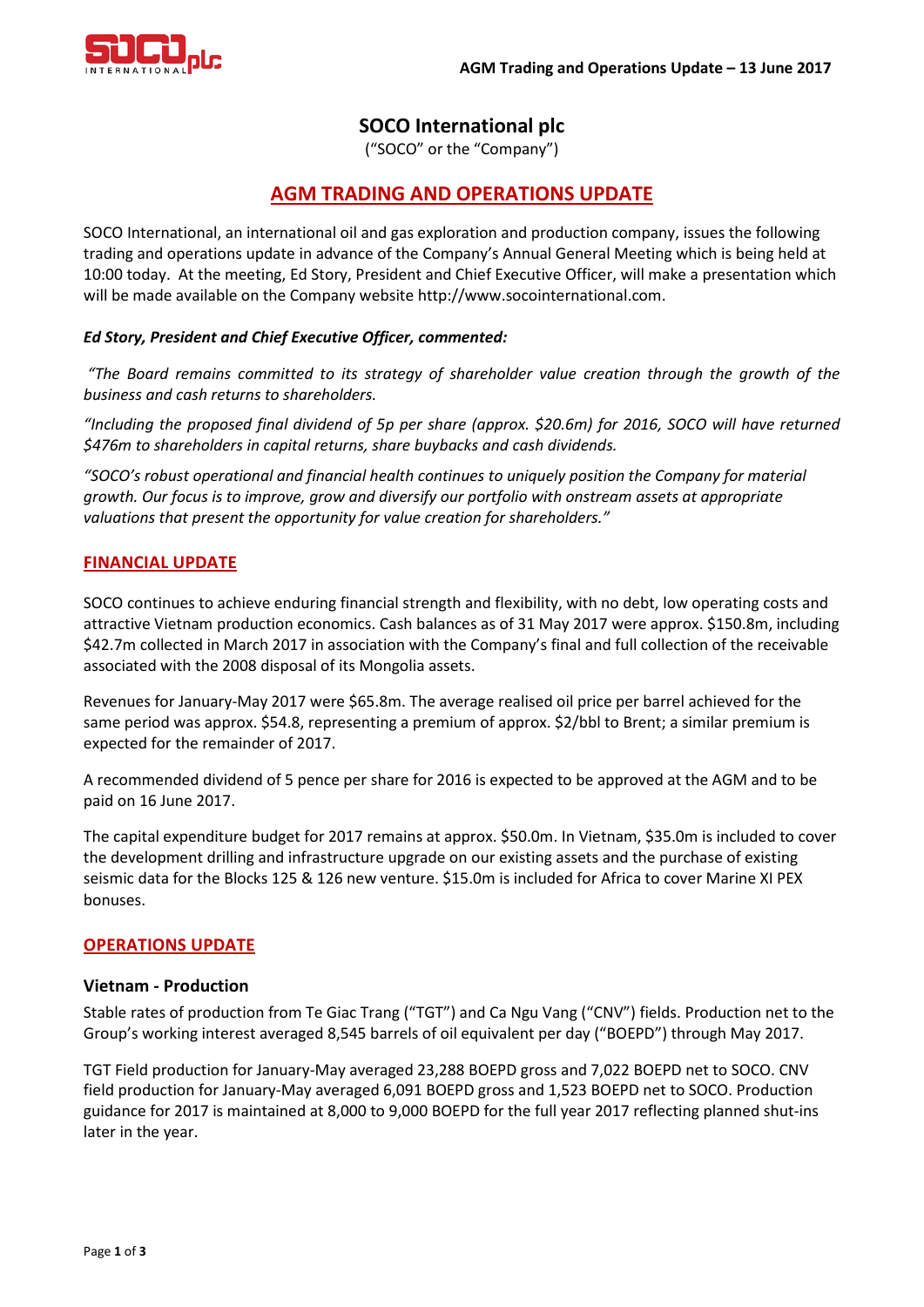# SOCO International plc

("SOCO" or the "Company")

## AGM TRADING AND OPERATIONS UPDATE

SOCO International, an international oil and gas exploration and production company, issues the following trading and operations update in advance of the Company's Annual General Meeting which is being held at 10:00 today. At the meeting, Ed Story, President and Chief Executive Officer, will make a presentation which will be made available on the Company website http://www.socointernational.com.

***Ed Story, President and Chief Executive Officer, commented:***

*"The Board remains committed to its strategy of shareholder value creation through the growth of the business and cash returns to shareholders.*

*"Including the proposed final dividend of 5p per share (approx. $20.6m) for 2016, SOCO will have returned $476m to shareholders in capital returns, share buybacks and cash dividends.*

*"SOCO's robust operational and financial health continues to uniquely position the Company for material growth. Our focus is to improve, grow and diversify our portfolio with onstream assets at appropriate valuations that present the opportunity for value creation for shareholders."*

## FINANCIAL UPDATE

SOCO continues to achieve enduring financial strength and flexibility, with no debt, low operating costs and attractive Vietnam production economics. Cash balances as of 31 May 2017 were approx. $150.8m, including $42.7m collected in March 2017 in association with the Company's final and full collection of the receivable associated with the 2008 disposal of its Mongolia assets.

Revenues for January-May 2017 were $65.8m. The average realised oil price per barrel achieved for the same period was approx. $54.8, representing a premium of approx. $2/bbl to Brent; a similar premium is expected for the remainder of 2017.

A recommended dividend of 5 pence per share for 2016 is expected to be approved at the AGM and to be paid on 16 June 2017.

The capital expenditure budget for 2017 remains at approx. $50.0m. In Vietnam, $35.0m is included to cover the development drilling and infrastructure upgrade on our existing assets and the purchase of existing seismic data for the Blocks 125 & 126 new venture. $15.0m is included for Africa to cover Marine XI PEX bonuses.

## OPERATIONS UPDATE

### Vietnam - Production

Stable rates of production from Te Giac Trang ("TGT") and Ca Ngu Vang ("CNV") fields. Production net to the Group's working interest averaged 8,545 barrels of oil equivalent per day ("BOEPD") through May 2017.

TGT Field production for January-May averaged 23,288 BOEPD gross and 7,022 BOEPD net to SOCO. CNV field production for January-May averaged 6,091 BOEPD gross and 1,523 BOEPD net to SOCO. Production guidance for 2017 is maintained at 8,000 to 9,000 BOEPD for the full year 2017 reflecting planned shut-ins later in the year.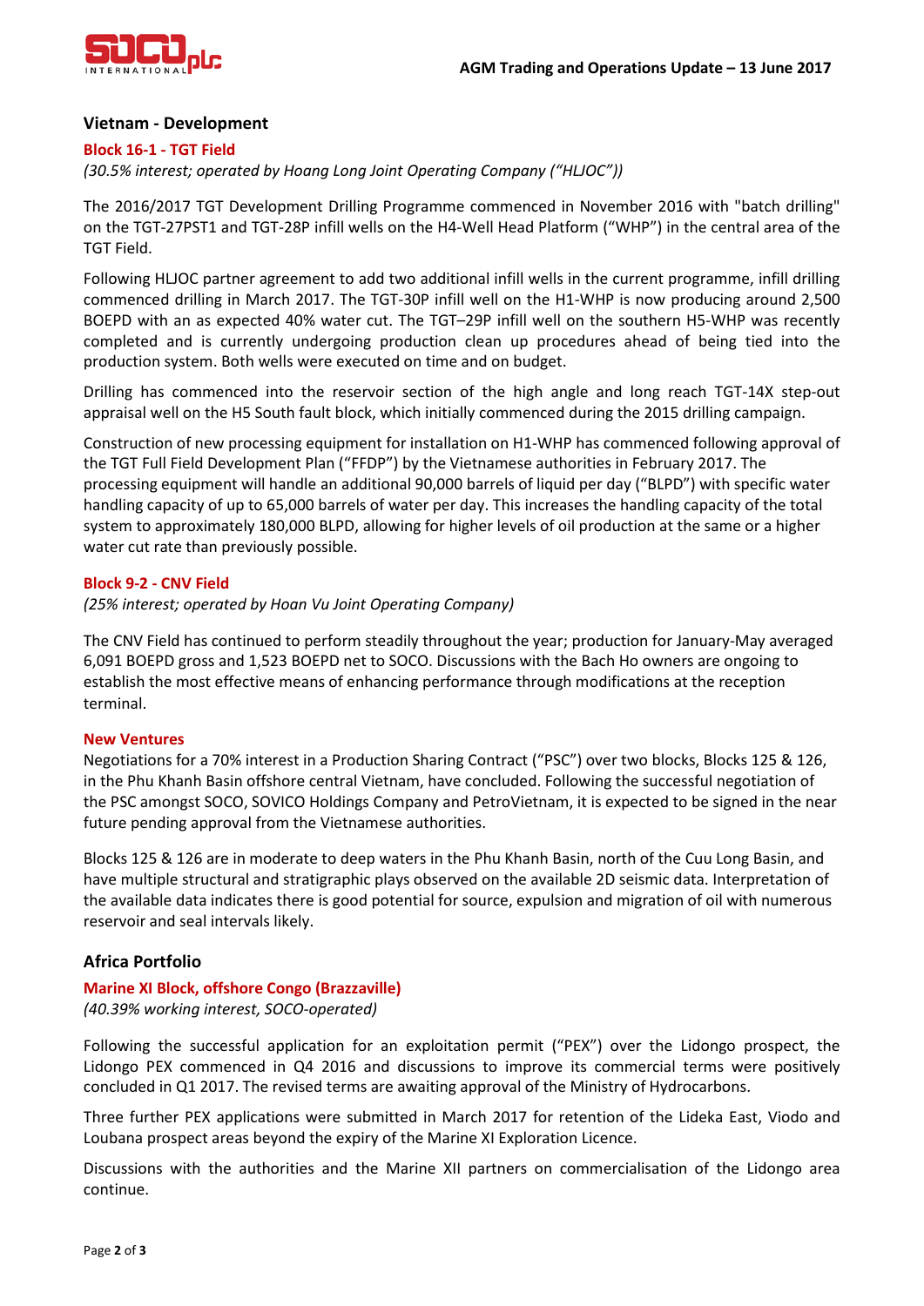## Vietnam - Development

### Block 16-1 - TGT Field

*(30.5% interest; operated by Hoang Long Joint Operating Company ("HLJOC"))*

The 2016/2017 TGT Development Drilling Programme commenced in November 2016 with "batch drilling" on the TGT-27PST1 and TGT-28P infill wells on the H4-Well Head Platform ("WHP") in the central area of the TGT Field.

Following HLJOC partner agreement to add two additional infill wells in the current programme, infill drilling commenced drilling in March 2017. The TGT-30P infill well on the H1-WHP is now producing around 2,500 BOEPD with an as expected 40% water cut. The TGT–29P infill well on the southern H5-WHP was recently completed and is currently undergoing production clean up procedures ahead of being tied into the production system. Both wells were executed on time and on budget.

Drilling has commenced into the reservoir section of the high angle and long reach TGT-14X step-out appraisal well on the H5 South fault block, which initially commenced during the 2015 drilling campaign.

Construction of new processing equipment for installation on H1-WHP has commenced following approval of the TGT Full Field Development Plan ("FFDP") by the Vietnamese authorities in February 2017. The processing equipment will handle an additional 90,000 barrels of liquid per day ("BLPD") with specific water handling capacity of up to 65,000 barrels of water per day. This increases the handling capacity of the total system to approximately 180,000 BLPD, allowing for higher levels of oil production at the same or a higher water cut rate than previously possible.

### Block 9-2 - CNV Field

*(25% interest; operated by Hoan Vu Joint Operating Company)*

The CNV Field has continued to perform steadily throughout the year; production for January-May averaged 6,091 BOEPD gross and 1,523 BOEPD net to SOCO. Discussions with the Bach Ho owners are ongoing to establish the most effective means of enhancing performance through modifications at the reception terminal.

### New Ventures

Negotiations for a 70% interest in a Production Sharing Contract ("PSC") over two blocks, Blocks 125 & 126, in the Phu Khanh Basin offshore central Vietnam, have concluded. Following the successful negotiation of the PSC amongst SOCO, SOVICO Holdings Company and PetroVietnam, it is expected to be signed in the near future pending approval from the Vietnamese authorities.

Blocks 125 & 126 are in moderate to deep waters in the Phu Khanh Basin, north of the Cuu Long Basin, and have multiple structural and stratigraphic plays observed on the available 2D seismic data. Interpretation of the available data indicates there is good potential for source, expulsion and migration of oil with numerous reservoir and seal intervals likely.

## Africa Portfolio

### Marine XI Block, offshore Congo (Brazzaville)

*(40.39% working interest, SOCO-operated)*

Following the successful application for an exploitation permit ("PEX") over the Lidongo prospect, the Lidongo PEX commenced in Q4 2016 and discussions to improve its commercial terms were positively concluded in Q1 2017. The revised terms are awaiting approval of the Ministry of Hydrocarbons.

Three further PEX applications were submitted in March 2017 for retention of the Lideka East, Viodo and Loubana prospect areas beyond the expiry of the Marine XI Exploration Licence.

Discussions with the authorities and the Marine XII partners on commercialisation of the Lidongo area continue.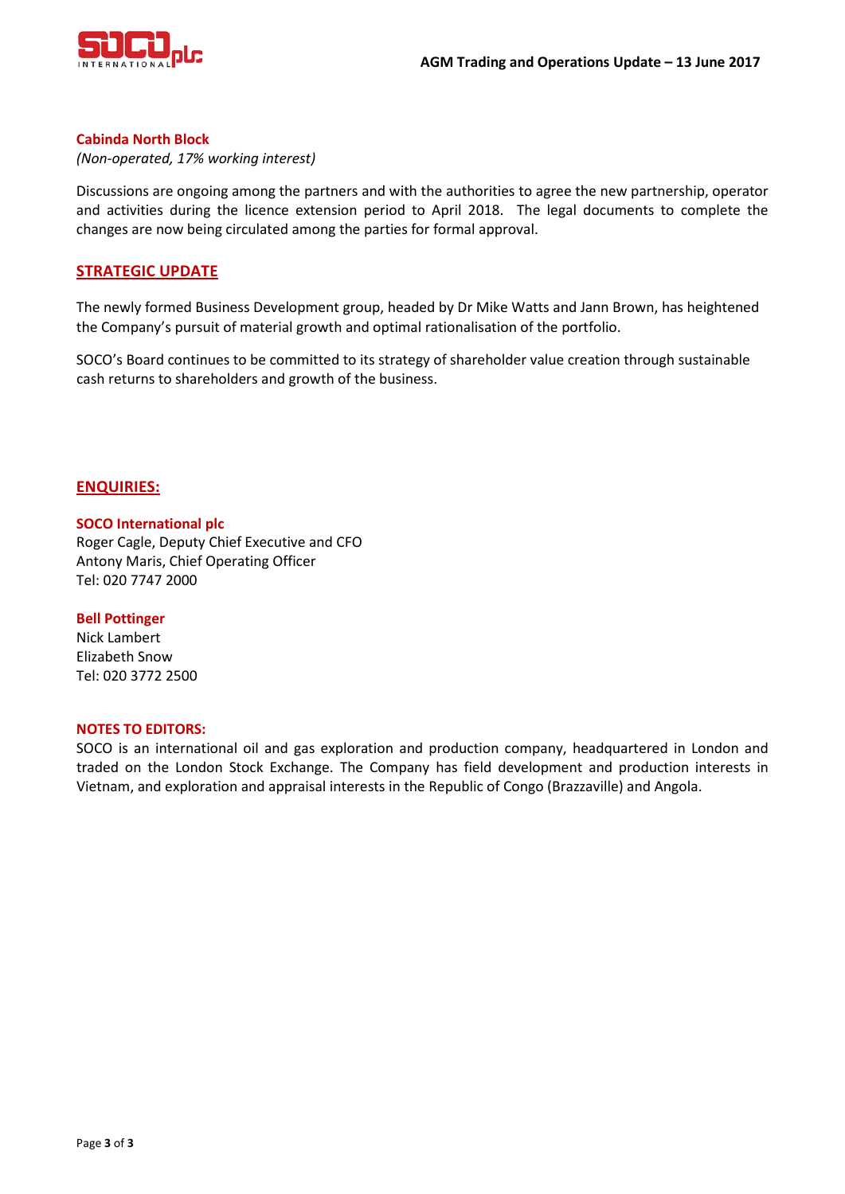### Cabinda North Block

*(Non-operated, 17% working interest)*

Discussions are ongoing among the partners and with the authorities to agree the new partnership, operator and activities during the licence extension period to April 2018. The legal documents to complete the changes are now being circulated among the parties for formal approval.

## STRATEGIC UPDATE

The newly formed Business Development group, headed by Dr Mike Watts and Jann Brown, has heightened the Company's pursuit of material growth and optimal rationalisation of the portfolio.

SOCO's Board continues to be committed to its strategy of shareholder value creation through sustainable cash returns to shareholders and growth of the business.

## ENQUIRIES:

**SOCO International plc**
Roger Cagle, Deputy Chief Executive and CFO
Antony Maris, Chief Operating Officer
Tel: 020 7747 2000

**Bell Pottinger**
Nick Lambert
Elizabeth Snow
Tel: 020 3772 2500

**NOTES TO EDITORS:**

SOCO is an international oil and gas exploration and production company, headquartered in London and traded on the London Stock Exchange. The Company has field development and production interests in Vietnam, and exploration and appraisal interests in the Republic of Congo (Brazzaville) and Angola.